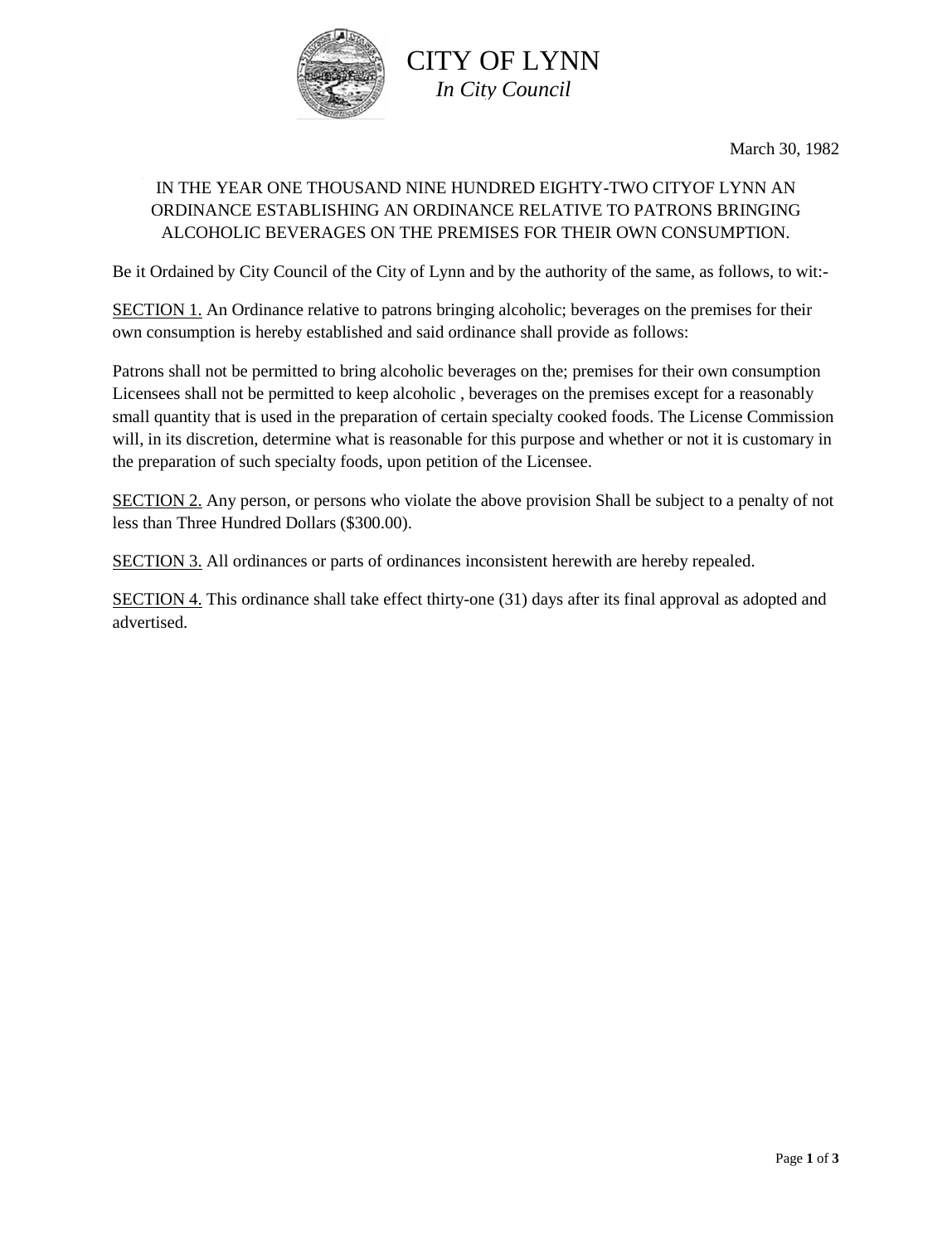# CITY OF LYNN

*In City Council*

March 30, 1982

IN THE YEAR ONE THOUSAND NINE HUNDRED EIGHTY-TWO CITYOF LYNN AN ORDINANCE ESTABLISHING AN ORDINANCE RELATIVE TO PATRONS BRINGING ALCOHOLIC BEVERAGES ON THE PREMISES FOR THEIR OWN CONSUMPTION.

Be it Ordained by City Council of the City of Lynn and by the authority of the same, as follows, to wit:-

<u>SECTION 1.</u> An Ordinance relative to patrons bringing alcoholic; beverages on the premises for their own consumption is hereby established and said ordinance shall provide as follows:

Patrons shall not be permitted to bring alcoholic beverages on the; premises for their own consumption Licensees shall not be permitted to keep alcoholic , beverages on the premises except for a reasonably small quantity that is used in the preparation of certain specialty cooked foods. The License Commission will, in its discretion, determine what is reasonable for this purpose and whether or not it is customary in the preparation of such specialty foods, upon petition of the Licensee.

<u>SECTION 2.</u> Any person, or persons who violate the above provision Shall be subject to a penalty of not less than Three Hundred Dollars ($300.00).

<u>SECTION 3.</u> All ordinances or parts of ordinances inconsistent herewith are hereby repealed.

<u>SECTION 4.</u> This ordinance shall take effect thirty-one (31) days after its final approval as adopted and advertised.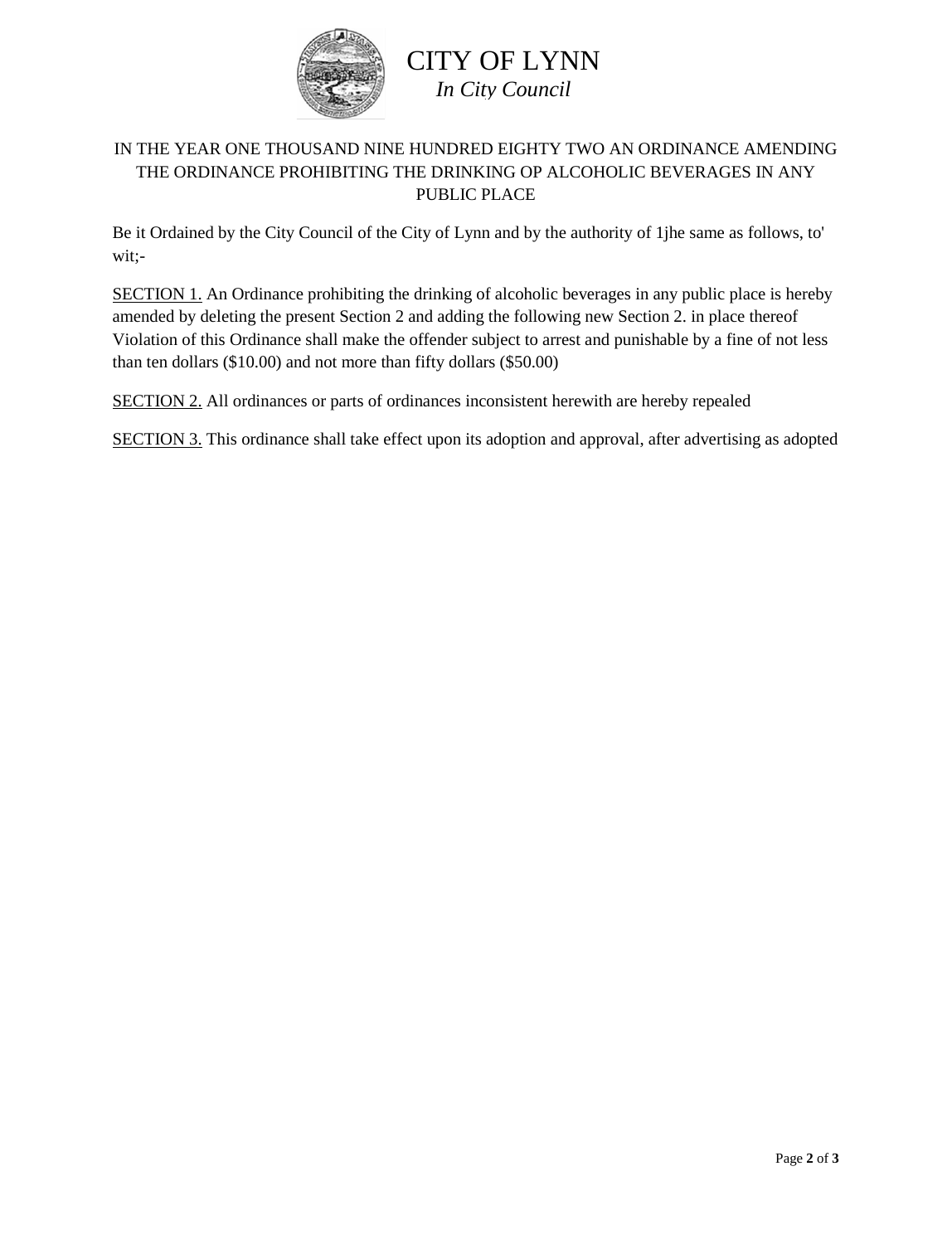# CITY OF LYNN
*In City Council*

IN THE YEAR ONE THOUSAND NINE HUNDRED EIGHTY TWO AN ORDINANCE AMENDING THE ORDINANCE PROHIBITING THE DRINKING OP ALCOHOLIC BEVERAGES IN ANY PUBLIC PLACE

Be it Ordained by the City Council of the City of Lynn and by the authority of 1jhe same as follows, to' wit;-

<u>SECTION 1.</u> An Ordinance prohibiting the drinking of alcoholic beverages in any public place is hereby amended by deleting the present Section 2 and adding the following new Section 2. in place thereof Violation of this Ordinance shall make the offender subject to arrest and punishable by a fine of not less than ten dollars ($10.00) and not more than fifty dollars ($50.00)

<u>SECTION 2.</u> All ordinances or parts of ordinances inconsistent herewith are hereby repealed

<u>SECTION 3.</u> This ordinance shall take effect upon its adoption and approval, after advertising as adopted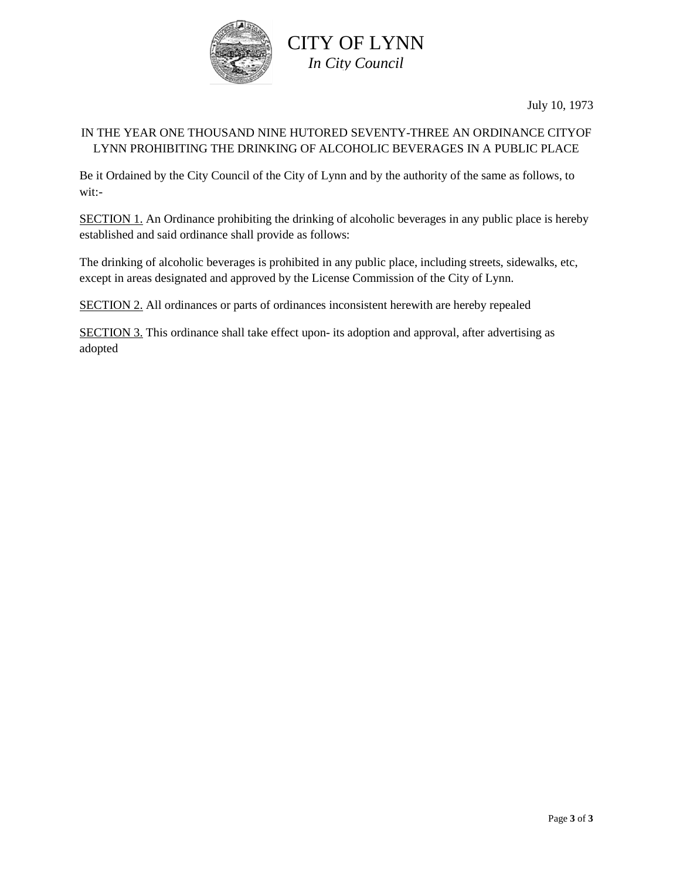# CITY OF LYNN

*In City Council*

July 10, 1973

IN THE YEAR ONE THOUSAND NINE HUTORED SEVENTY-THREE AN ORDINANCE CITYOF LYNN PROHIBITING THE DRINKING OF ALCOHOLIC BEVERAGES IN A PUBLIC PLACE

Be it Ordained by the City Council of the City of Lynn and by the authority of the same as follows, to wit:-

<u>SECTION 1.</u> An Ordinance prohibiting the drinking of alcoholic beverages in any public place is hereby established and said ordinance shall provide as follows:

The drinking of alcoholic beverages is prohibited in any public place, including streets, sidewalks, etc, except in areas designated and approved by the License Commission of the City of Lynn.

<u>SECTION 2.</u> All ordinances or parts of ordinances inconsistent herewith are hereby repealed

<u>SECTION 3.</u> This ordinance shall take effect upon- its adoption and approval, after advertising as adopted